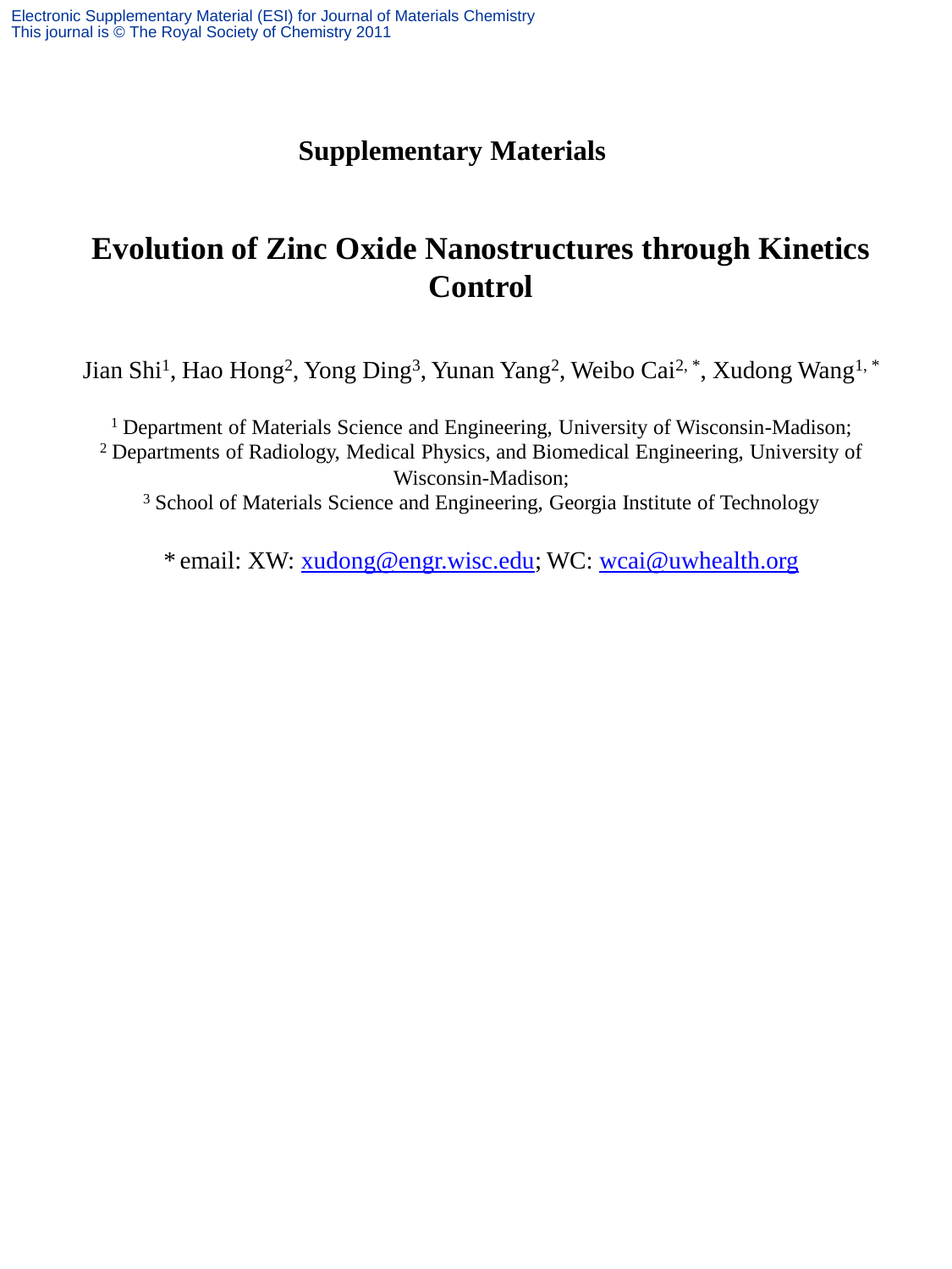# Supplementary Materials

# Evolution of Zinc Oxide Nanostructures through Kinetics Control

Jian Shi[1], Hao Hong[2], Yong Ding[3], Yunan Yang[2], Weibo Cai[2, *], Xudong Wang[1, *]

[1] Department of Materials Science and Engineering, University of Wisconsin-Madison;
[2] Departments of Radiology, Medical Physics, and Biomedical Engineering, University of Wisconsin-Madison;
[3] School of Materials Science and Engineering, Georgia Institute of Technology

* email: XW: xudong@engr.wisc.edu; WC: wcai@uwhealth.org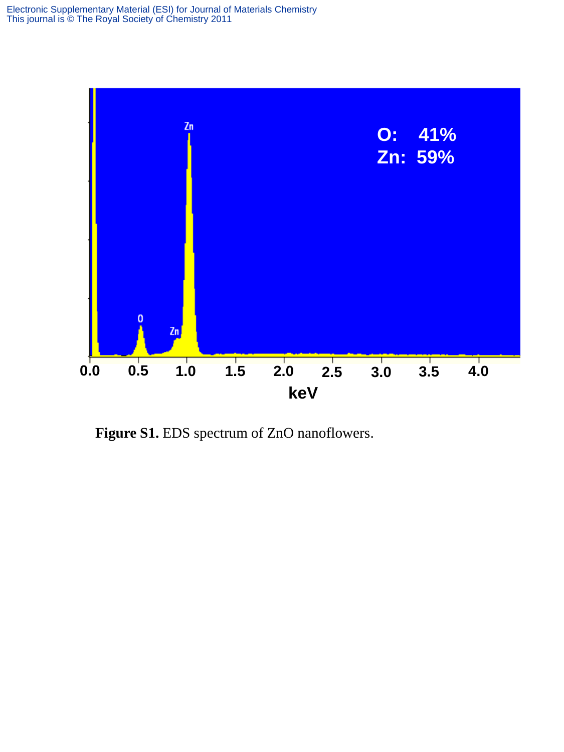**Figure S1.** EDS spectrum of ZnO nanoflowers.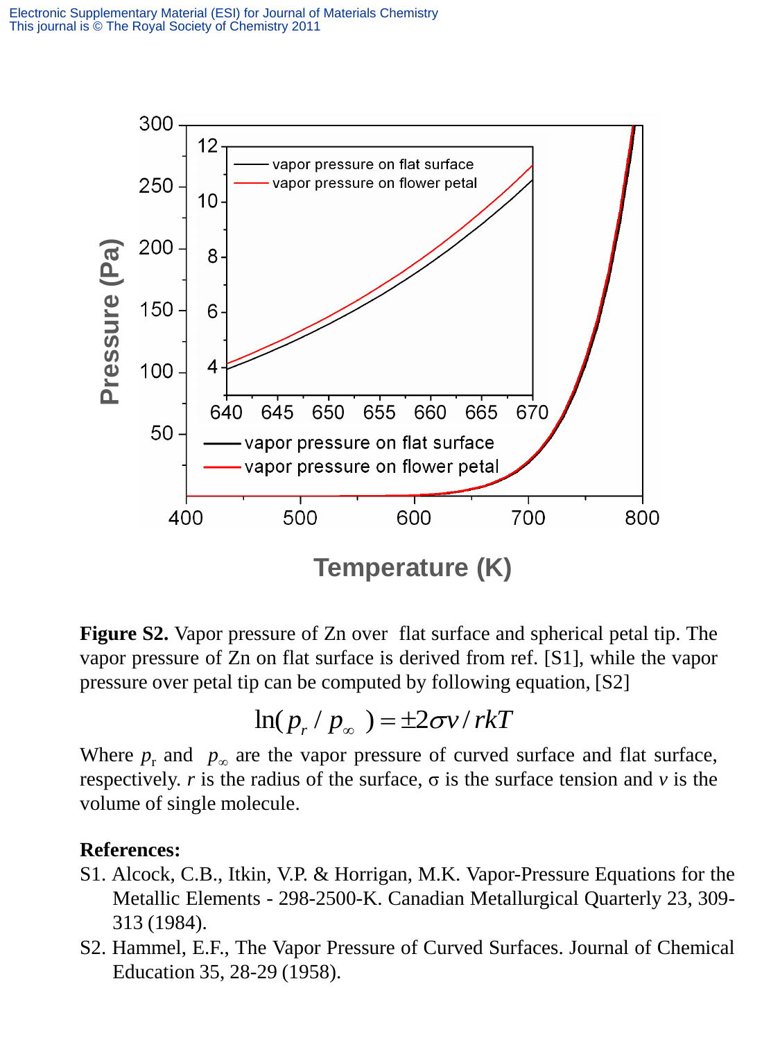**Figure S2.** Vapor pressure of Zn over flat surface and spherical petal tip. The vapor pressure of Zn on flat surface is derived from ref. [S1], while the vapor pressure over petal tip can be computed by following equation, [S2]

$$\ln(p_r / p_\infty) = \pm 2\sigma v / rkT$$

Where $p_r$ and $p_\infty$ are the vapor pressure of curved surface and flat surface, respectively. $r$ is the radius of the surface, $\sigma$ is the surface tension and $v$ is the volume of single molecule.

**References:**

S1. Alcock, C.B., Itkin, V.P. & Horrigan, M.K. Vapor-Pressure Equations for the Metallic Elements - 298-2500-K. Canadian Metallurgical Quarterly 23, 309-313 (1984).

S2. Hammel, E.F., The Vapor Pressure of Curved Surfaces. Journal of Chemical Education 35, 28-29 (1958).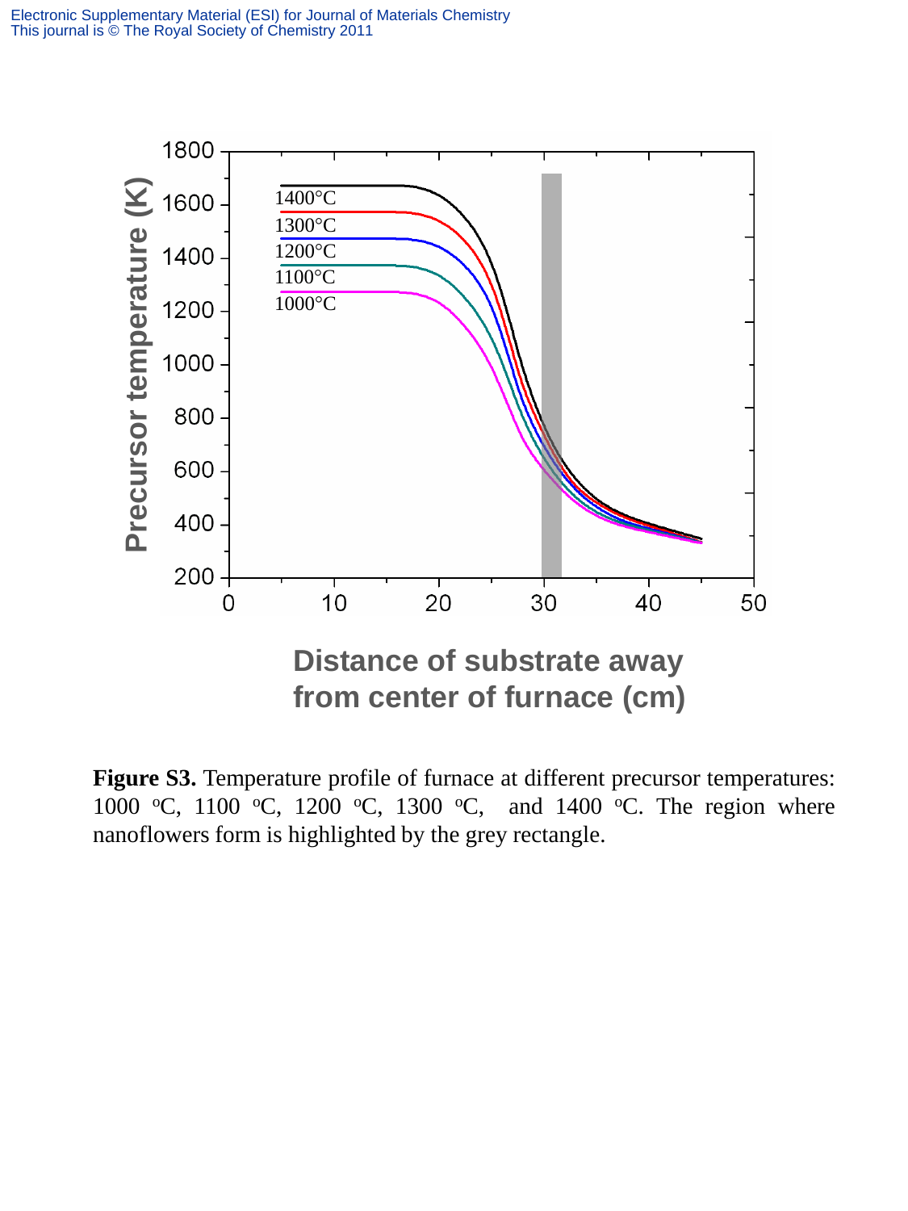**Figure S3.** Temperature profile of furnace at different precursor temperatures: 1000 ºC, 1100 ºC, 1200 ºC, 1300 ºC, and 1400 ºC. The region where nanoflowers form is highlighted by the grey rectangle.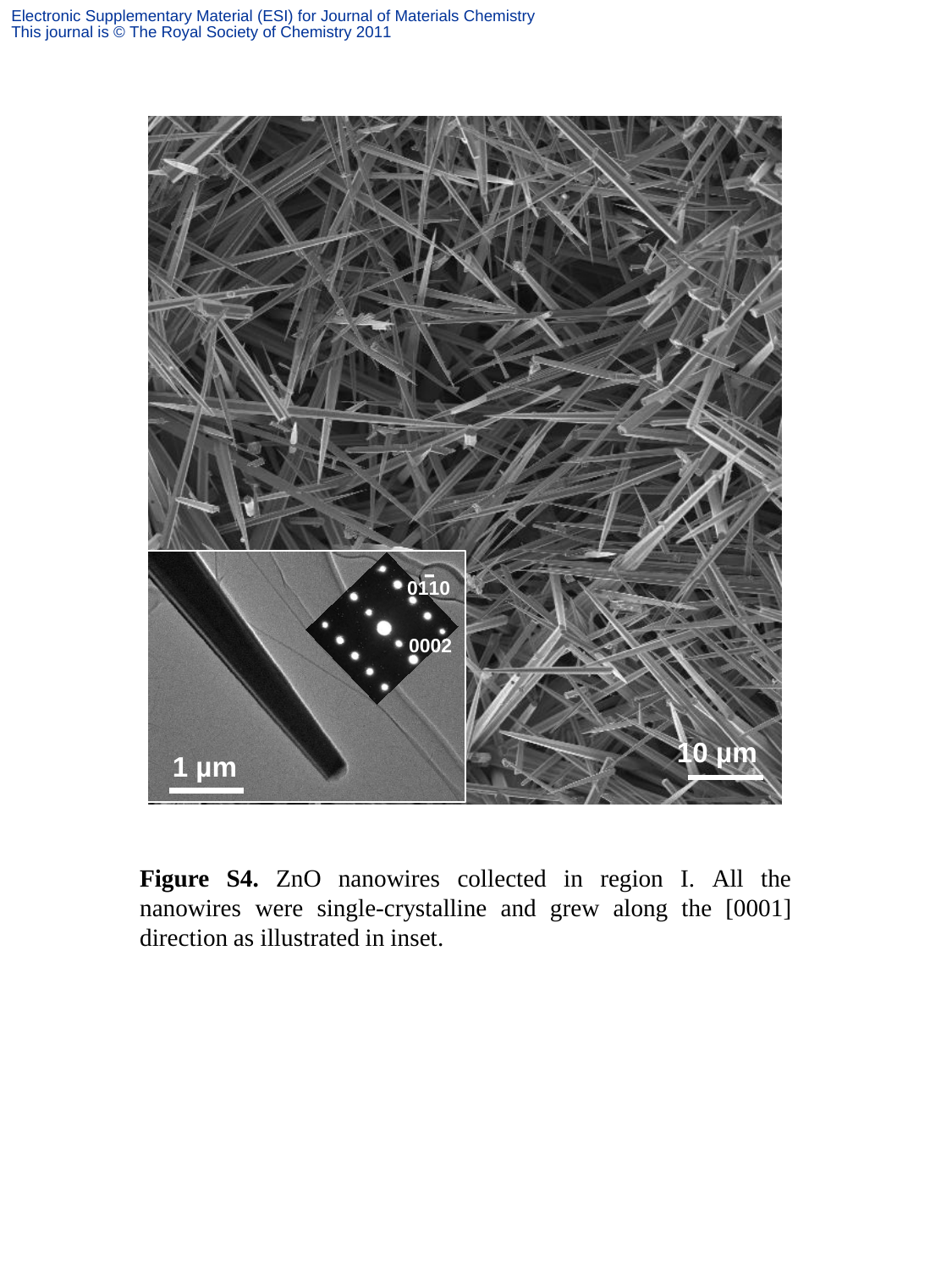**Figure S4.** ZnO nanowires collected in region I. All the nanowires were single-crystalline and grew along the [0001] direction as illustrated in inset.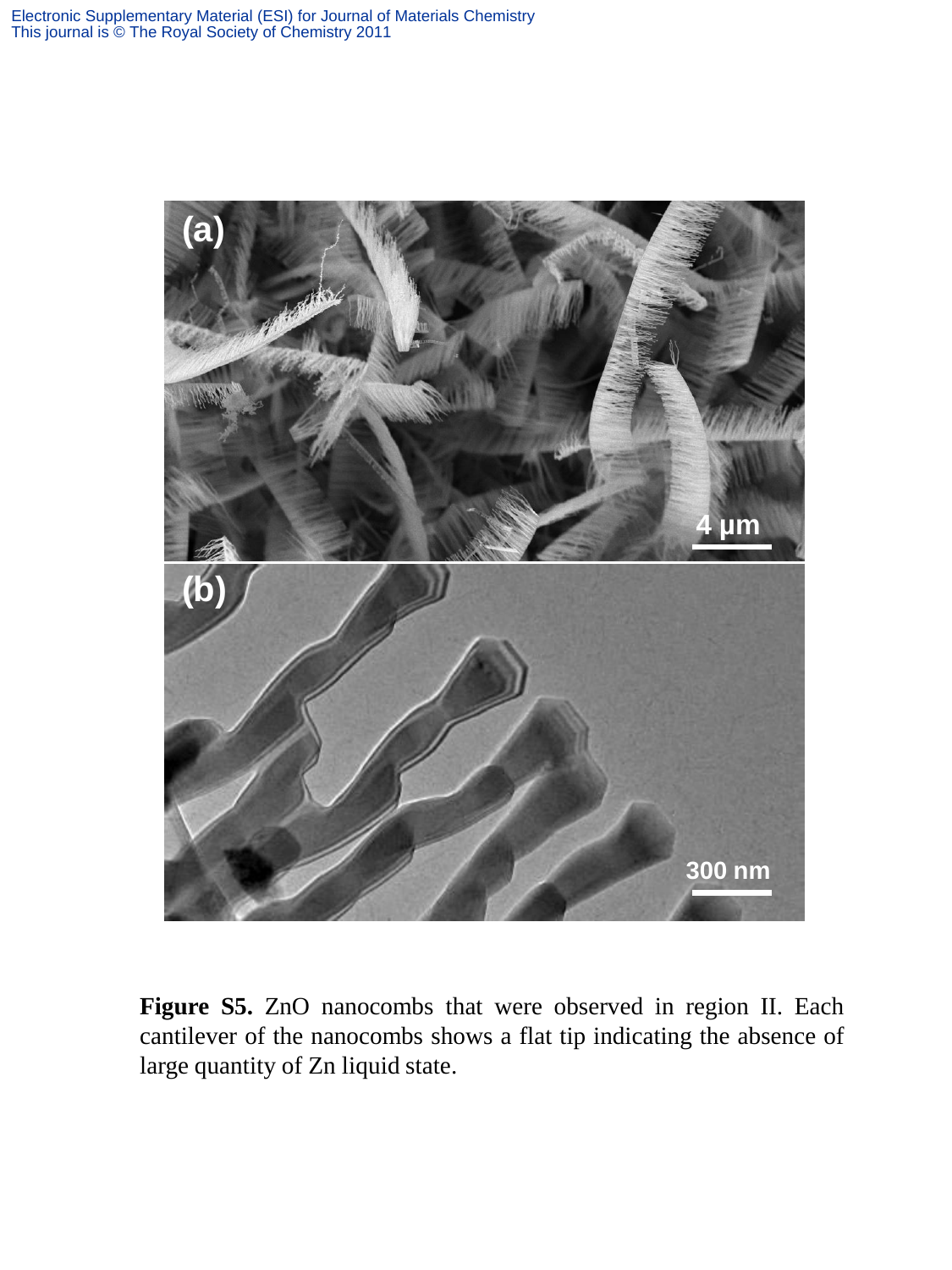**Figure S5.** ZnO nanocombs that were observed in region II. Each cantilever of the nanocombs shows a flat tip indicating the absence of large quantity of Zn liquid state.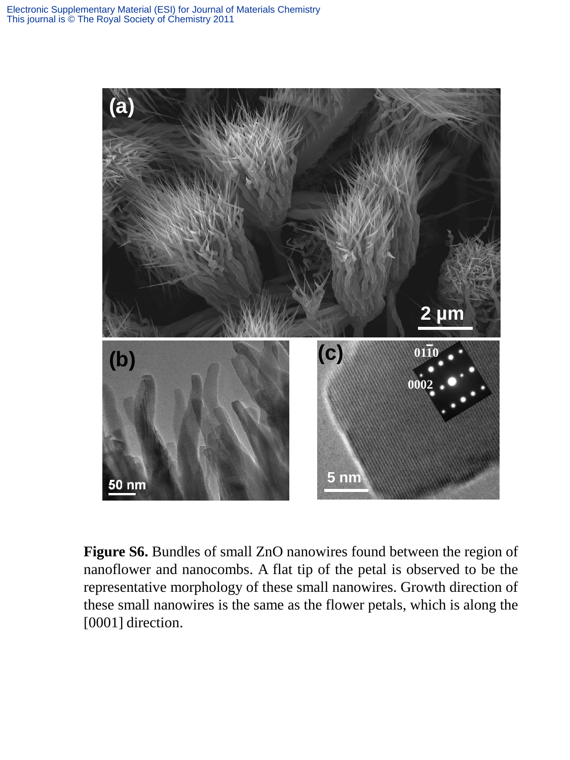**Figure S6.** Bundles of small ZnO nanowires found between the region of nanoflower and nanocombs. A flat tip of the petal is observed to be the representative morphology of these small nanowires. Growth direction of these small nanowires is the same as the flower petals, which is along the [0001] direction.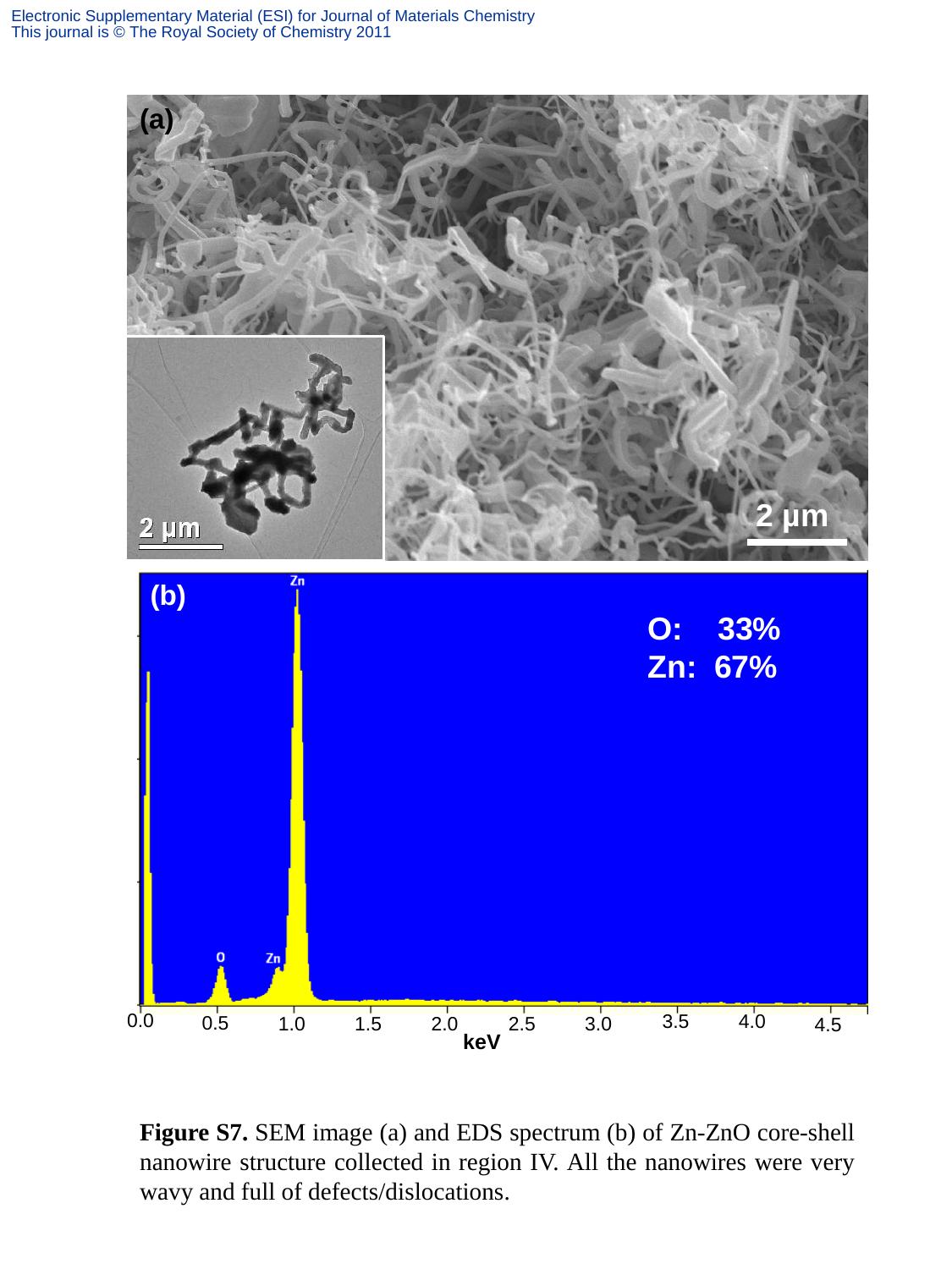**Figure S7.** SEM image (a) and EDS spectrum (b) of Zn-ZnO core-shell nanowire structure collected in region IV. All the nanowires were very wavy and full of defects/dislocations.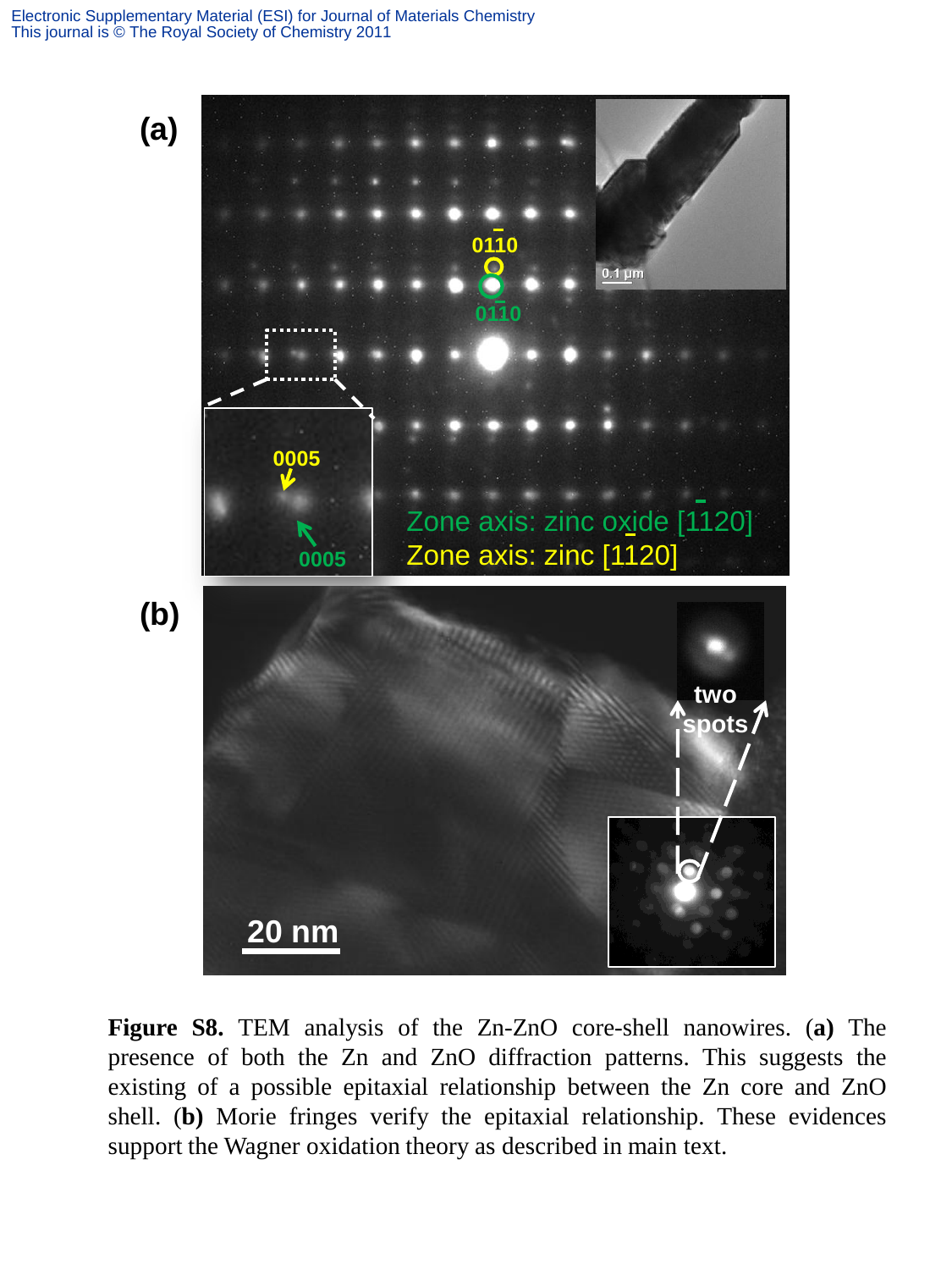**Figure S8.** TEM analysis of the Zn-ZnO core-shell nanowires. (**a**) The presence of both the Zn and ZnO diffraction patterns. This suggests the existing of a possible epitaxial relationship between the Zn core and ZnO shell. (**b**) Morie fringes verify the epitaxial relationship. These evidences support the Wagner oxidation theory as described in main text.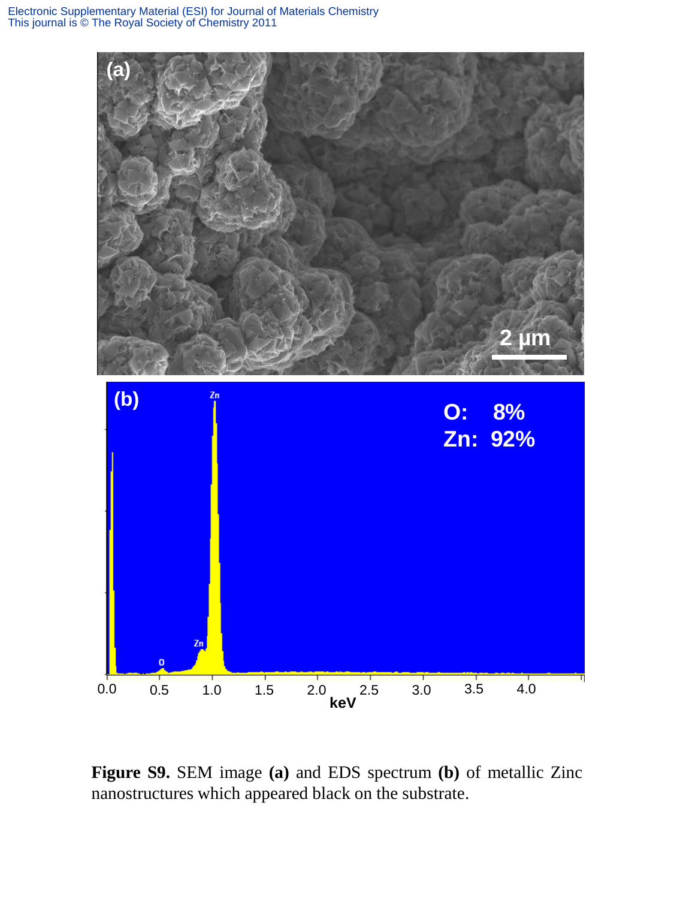**Figure S9.** SEM image **(a)** and EDS spectrum **(b)** of metallic Zinc nanostructures which appeared black on the substrate.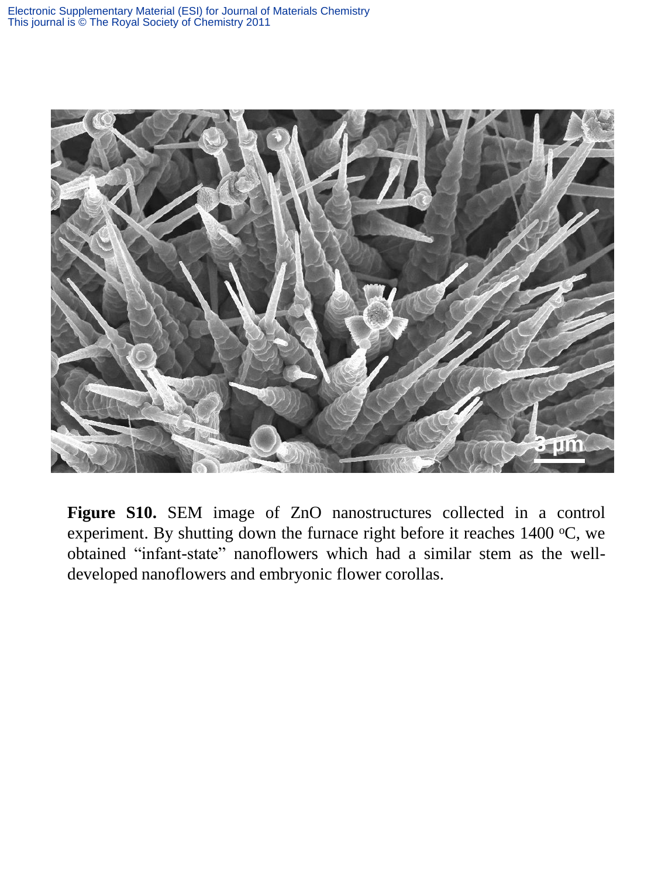3 µm

**Figure S10.** SEM image of ZnO nanostructures collected in a control experiment. By shutting down the furnace right before it reaches 1400 $^{o}$C, we obtained "infant-state" nanoflowers which had a similar stem as the well-developed nanoflowers and embryonic flower corollas.